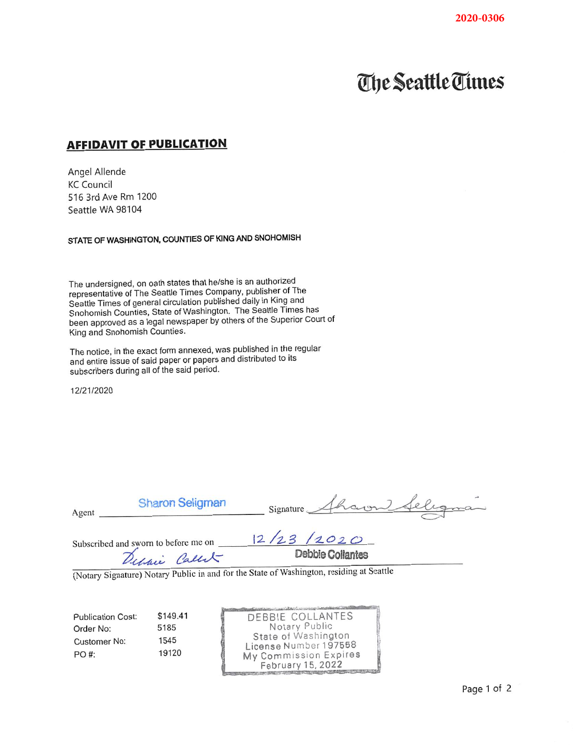2020-0306

The Seattle Times

## AFFIDAVIT OF PUBLICATION

Angel Allende
KC Council
516 3rd Ave Rm 1200
Seattle WA 98104

**STATE OF WASHINGTON, COUNTIES OF KING AND SNOHOMISH**

The undersigned, on oath states that he/she is an authorized representative of The Seattle Times Company, publisher of The Seattle Times of general circulation published daily in King and Snohomish Counties, State of Washington. The Seattle Times has been approved as a legal newspaper by others of the Superior Court of King and Snohomish Counties.

The notice, in the exact form annexed, was published in the regular and entire issue of said paper or papers and distributed to its subscribers during all of the said period.

12/21/2020

Agent: Sharon Seligman    Signature: *Sharon Seligman*

Subscribed and sworn to before me on 12/23/2020

*Debbie Collantes*    Debbie Collantes

(Notary Signature) Notary Public in and for the State of Washington, residing at Seattle

| | |
|---|---|
| Publication Cost: | $149.41 |
| Order No: | 5185 |
| Customer No: | 1545 |
| PO #: | 19120 |

DEBBIE COLLANTES
Notary Public
State of Washington
License Number 197558
My Commission Expires
February 15, 2022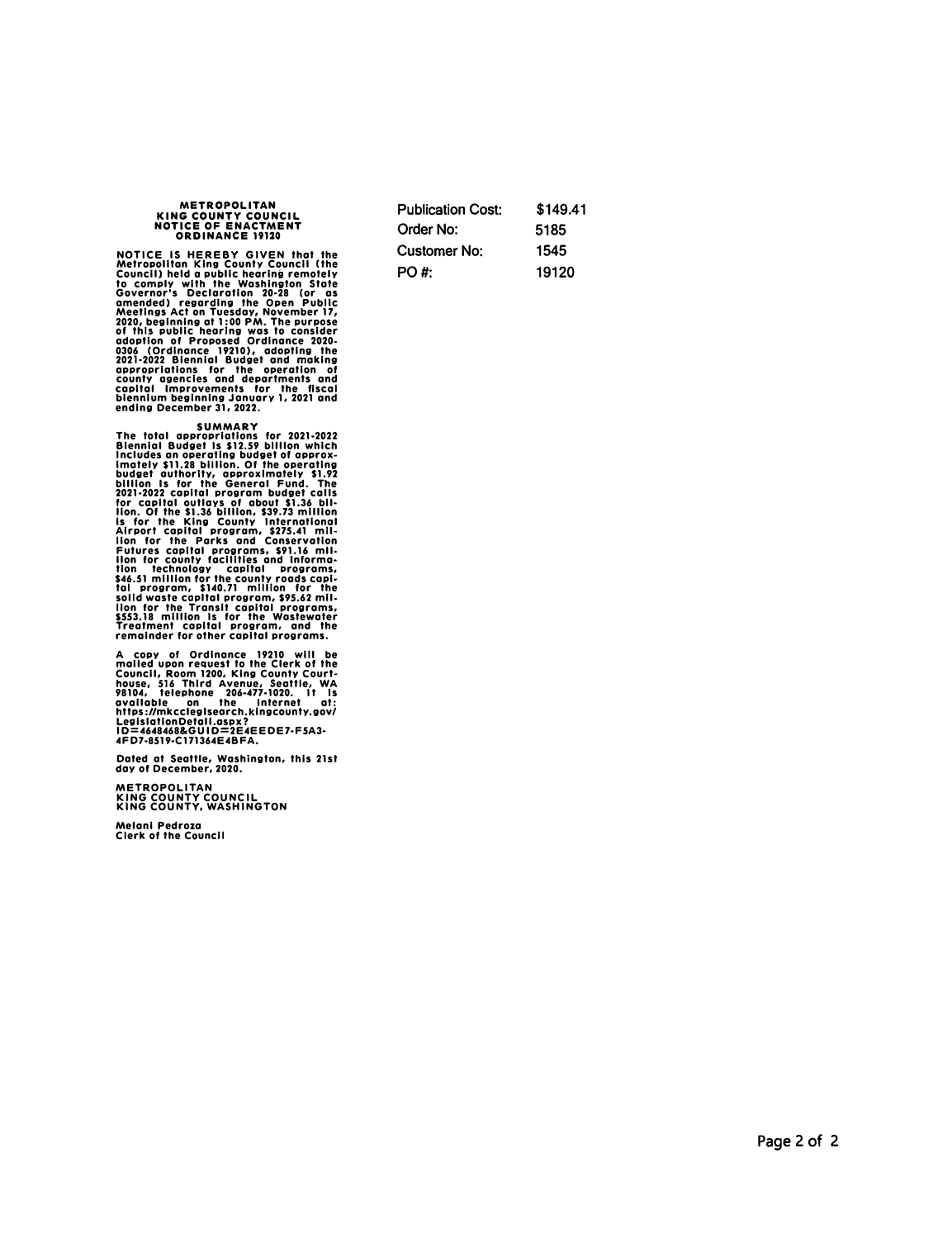**METROPOLITAN**
**KING COUNTY COUNCIL**
**NOTICE OF ENACTMENT**
**ORDINANCE 19120**

NOTICE IS HEREBY GIVEN that the Metropolitan King County Council (the Council) held a public hearing remotely to comply with the Washington State Governor's Declaration 20-28 (or as amended) regarding the Open Public Meetings Act on Tuesday, November 17, 2020, beginning at 1:00 PM. The purpose of this public hearing was to consider adoption of Proposed Ordinance 2020-0306 (Ordinance 19210), adopting the 2021-2022 Biennial Budget and making appropriations for the operation of county agencies and departments and capital improvements for the fiscal biennium beginning January 1, 2021 and ending December 31, 2022.

**SUMMARY**

The total appropriations for 2021-2022 Biennial Budget is $12.59 billion which includes an operating budget of approximately $11.28 billion. Of the operating budget authority, approximately $1.92 billion is for the General Fund. The 2021-2022 capital program budget calls for capital outlays of about $1.36 billion. Of the $1.36 billion, $39.73 million is for the King County International Airport capital program, $275.41 million for the Parks and Conservation Futures capital programs, $91.16 million for county facilities and information technology capital programs, $46.51 million for the county roads capital program, $140.71 million for the solid waste capital program, $95.62 million for the Transit capital programs, $553.18 million is for the Wastewater Treatment capital program, and the remainder for other capital programs.

A copy of Ordinance 19210 will be mailed upon request to the Clerk of the Council, Room 1200, King County Courthouse, 516 Third Avenue, Seattle, WA 98104, telephone 206-477-1020. It is available on the internet at: https://mkcclegisearch.kingcounty.gov/LegislationDetail.aspx?ID=4648468&GUID=2E4EEDE7-F5A3-4FD7-8519-C171364E4BFA.

Dated at Seattle, Washington, this 21st day of December, 2020.

METROPOLITAN
KING COUNTY COUNCIL
KING COUNTY, WASHINGTON

Melani Pedroza
Clerk of the Council

| | |
|---|---|
| Publication Cost: | $149.41 |
| Order No: | 5185 |
| Customer No: | 1545 |
| PO #: | 19120 |